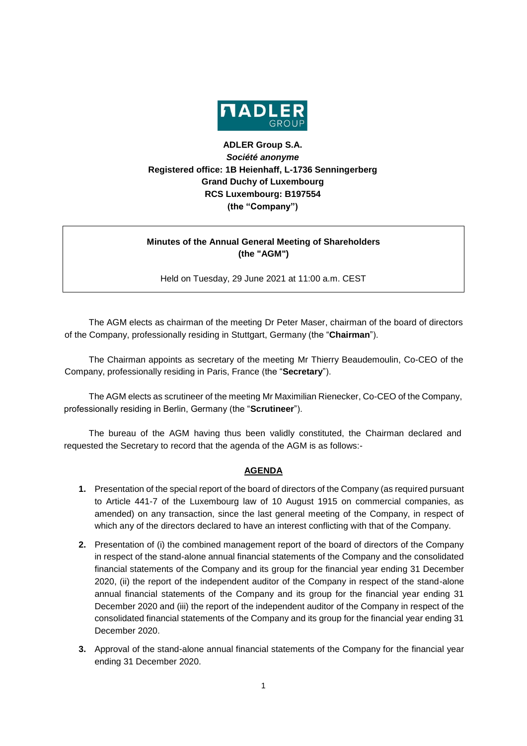**ADLER Group S.A.**
***Société anonyme***
**Registered office: 1B Heienhaff, L-1736 Senningerberg**
**Grand Duchy of Luxembourg**
**RCS Luxembourg: B197554**
**(the "Company")**

**Minutes of the Annual General Meeting of Shareholders**
**(the "AGM")**

Held on Tuesday, 29 June 2021 at 11:00 a.m. CEST

The AGM elects as chairman of the meeting Dr Peter Maser, chairman of the board of directors of the Company, professionally residing in Stuttgart, Germany (the "**Chairman**").

The Chairman appoints as secretary of the meeting Mr Thierry Beaudemoulin, Co-CEO of the Company, professionally residing in Paris, France (the "**Secretary**").

The AGM elects as scrutineer of the meeting Mr Maximilian Rienecker, Co-CEO of the Company, professionally residing in Berlin, Germany (the "**Scrutineer**").

The bureau of the AGM having thus been validly constituted, the Chairman declared and requested the Secretary to record that the agenda of the AGM is as follows:-

**AGENDA**

1. Presentation of the special report of the board of directors of the Company (as required pursuant to Article 441-7 of the Luxembourg law of 10 August 1915 on commercial companies, as amended) on any transaction, since the last general meeting of the Company, in respect of which any of the directors declared to have an interest conflicting with that of the Company.
2. Presentation of (i) the combined management report of the board of directors of the Company in respect of the stand-alone annual financial statements of the Company and the consolidated financial statements of the Company and its group for the financial year ending 31 December 2020, (ii) the report of the independent auditor of the Company in respect of the stand-alone annual financial statements of the Company and its group for the financial year ending 31 December 2020 and (iii) the report of the independent auditor of the Company in respect of the consolidated financial statements of the Company and its group for the financial year ending 31 December 2020.
3. Approval of the stand-alone annual financial statements of the Company for the financial year ending 31 December 2020.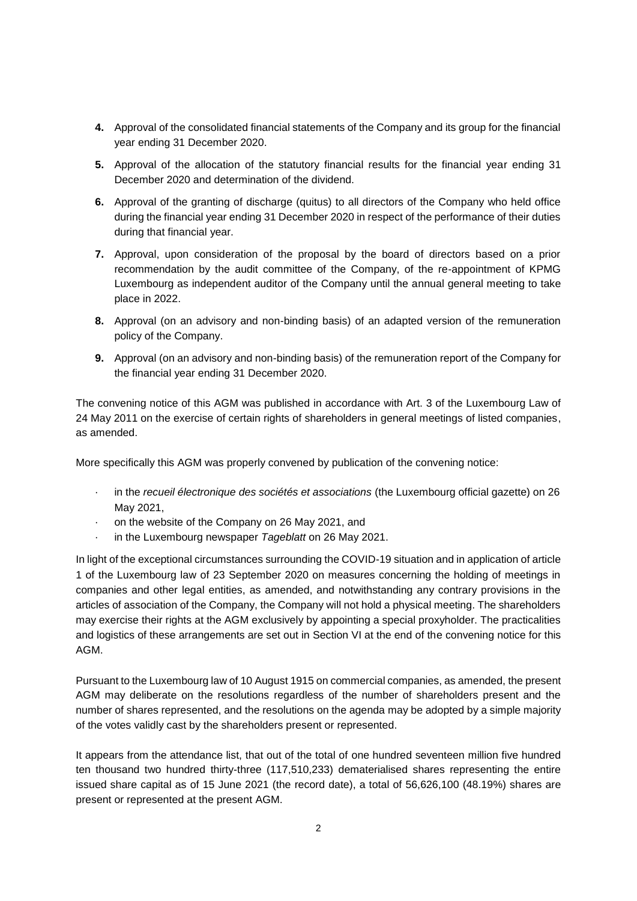4. Approval of the consolidated financial statements of the Company and its group for the financial year ending 31 December 2020.

5. Approval of the allocation of the statutory financial results for the financial year ending 31 December 2020 and determination of the dividend.

6. Approval of the granting of discharge (quitus) to all directors of the Company who held office during the financial year ending 31 December 2020 in respect of the performance of their duties during that financial year.

7. Approval, upon consideration of the proposal by the board of directors based on a prior recommendation by the audit committee of the Company, of the re-appointment of KPMG Luxembourg as independent auditor of the Company until the annual general meeting to take place in 2022.

8. Approval (on an advisory and non-binding basis) of an adapted version of the remuneration policy of the Company.

9. Approval (on an advisory and non-binding basis) of the remuneration report of the Company for the financial year ending 31 December 2020.

The convening notice of this AGM was published in accordance with Art. 3 of the Luxembourg Law of 24 May 2011 on the exercise of certain rights of shareholders in general meetings of listed companies, as amended.

More specifically this AGM was properly convened by publication of the convening notice:

- in the *recueil électronique des sociétés et associations* (the Luxembourg official gazette) on 26 May 2021,
- on the website of the Company on 26 May 2021, and
- in the Luxembourg newspaper *Tageblatt* on 26 May 2021.

In light of the exceptional circumstances surrounding the COVID-19 situation and in application of article 1 of the Luxembourg law of 23 September 2020 on measures concerning the holding of meetings in companies and other legal entities, as amended, and notwithstanding any contrary provisions in the articles of association of the Company, the Company will not hold a physical meeting. The shareholders may exercise their rights at the AGM exclusively by appointing a special proxyholder. The practicalities and logistics of these arrangements are set out in Section VI at the end of the convening notice for this AGM.

Pursuant to the Luxembourg law of 10 August 1915 on commercial companies, as amended, the present AGM may deliberate on the resolutions regardless of the number of shareholders present and the number of shares represented, and the resolutions on the agenda may be adopted by a simple majority of the votes validly cast by the shareholders present or represented.

It appears from the attendance list, that out of the total of one hundred seventeen million five hundred ten thousand two hundred thirty-three (117,510,233) dematerialised shares representing the entire issued share capital as of 15 June 2021 (the record date), a total of 56,626,100 (48.19%) shares are present or represented at the present AGM.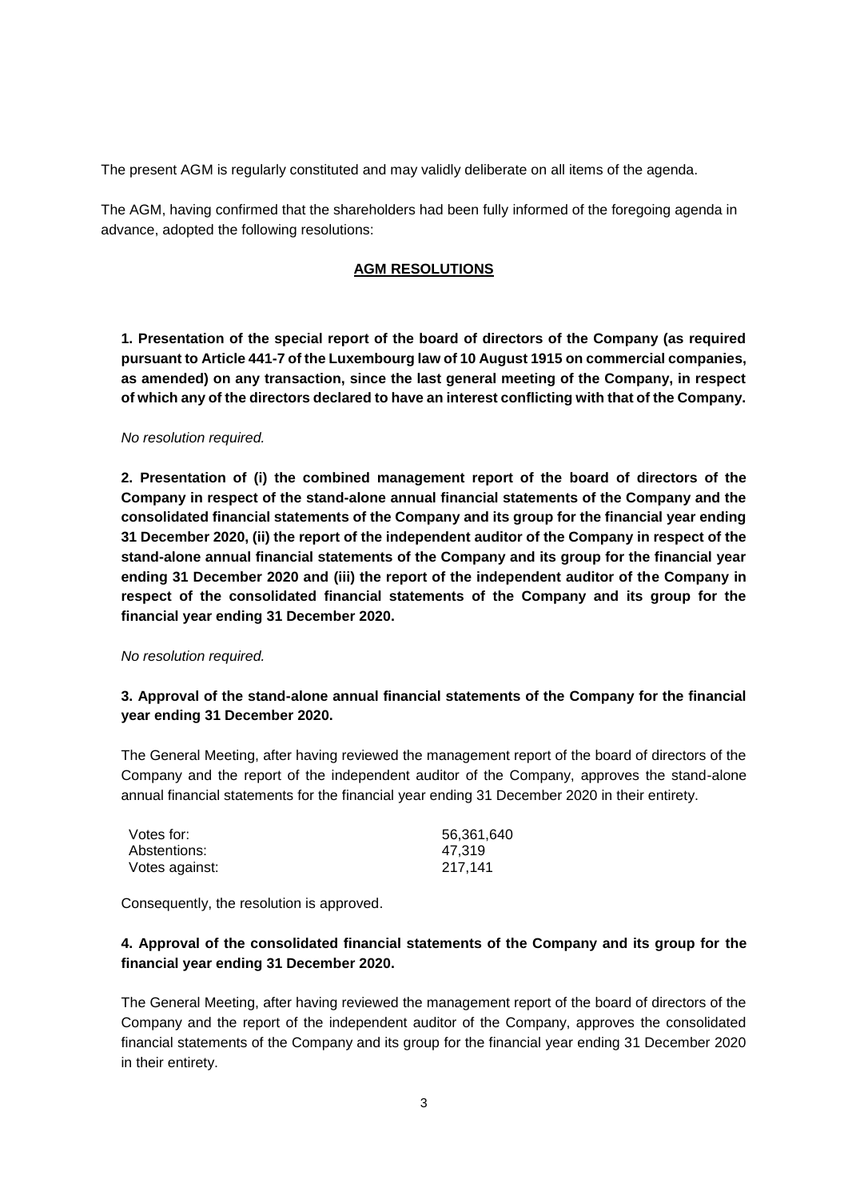The present AGM is regularly constituted and may validly deliberate on all items of the agenda.

The AGM, having confirmed that the shareholders had been fully informed of the foregoing agenda in advance, adopted the following resolutions:

## **AGM RESOLUTIONS**

**1. Presentation of the special report of the board of directors of the Company (as required pursuant to Article 441-7 of the Luxembourg law of 10 August 1915 on commercial companies, as amended) on any transaction, since the last general meeting of the Company, in respect of which any of the directors declared to have an interest conflicting with that of the Company.**

*No resolution required.*

**2. Presentation of (i) the combined management report of the board of directors of the Company in respect of the stand-alone annual financial statements of the Company and the consolidated financial statements of the Company and its group for the financial year ending 31 December 2020, (ii) the report of the independent auditor of the Company in respect of the stand-alone annual financial statements of the Company and its group for the financial year ending 31 December 2020 and (iii) the report of the independent auditor of the Company in respect of the consolidated financial statements of the Company and its group for the financial year ending 31 December 2020.**

*No resolution required.*

**3. Approval of the stand-alone annual financial statements of the Company for the financial year ending 31 December 2020.**

The General Meeting, after having reviewed the management report of the board of directors of the Company and the report of the independent auditor of the Company, approves the stand-alone annual financial statements for the financial year ending 31 December 2020 in their entirety.

| | |
|---|---|
| Votes for: | 56,361,640 |
| Abstentions: | 47,319 |
| Votes against: | 217,141 |

Consequently, the resolution is approved.

**4. Approval of the consolidated financial statements of the Company and its group for the financial year ending 31 December 2020.**

The General Meeting, after having reviewed the management report of the board of directors of the Company and the report of the independent auditor of the Company, approves the consolidated financial statements of the Company and its group for the financial year ending 31 December 2020 in their entirety.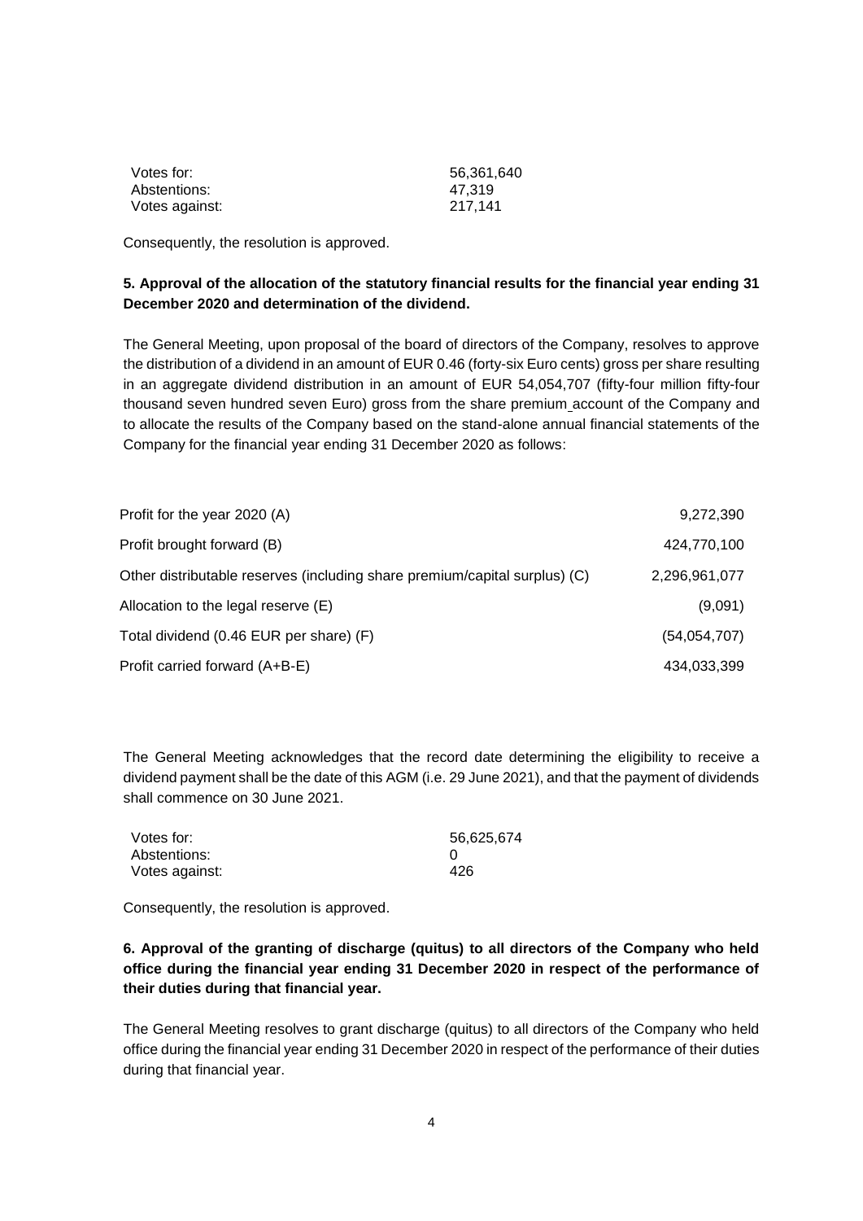| | |
|---|---|
| Votes for: | 56,361,640 |
| Abstentions: | 47,319 |
| Votes against: | 217,141 |

Consequently, the resolution is approved.

**5. Approval of the allocation of the statutory financial results for the financial year ending 31 December 2020 and determination of the dividend.**

The General Meeting, upon proposal of the board of directors of the Company, resolves to approve the distribution of a dividend in an amount of EUR 0.46 (forty-six Euro cents) gross per share resulting in an aggregate dividend distribution in an amount of EUR 54,054,707 (fifty-four million fifty-four thousand seven hundred seven Euro) gross from the share premium account of the Company and to allocate the results of the Company based on the stand-alone annual financial statements of the Company for the financial year ending 31 December 2020 as follows:

| | |
|---|---|
| Profit for the year 2020 (A) | 9,272,390 |
| Profit brought forward (B) | 424,770,100 |
| Other distributable reserves (including share premium/capital surplus) (C) | 2,296,961,077 |
| Allocation to the legal reserve (E) | (9,091) |
| Total dividend (0.46 EUR per share) (F) | (54,054,707) |
| Profit carried forward (A+B-E) | 434,033,399 |

The General Meeting acknowledges that the record date determining the eligibility to receive a dividend payment shall be the date of this AGM (i.e. 29 June 2021), and that the payment of dividends shall commence on 30 June 2021.

| | |
|---|---|
| Votes for: | 56,625,674 |
| Abstentions: | 0 |
| Votes against: | 426 |

Consequently, the resolution is approved.

**6. Approval of the granting of discharge (quitus) to all directors of the Company who held office during the financial year ending 31 December 2020 in respect of the performance of their duties during that financial year.**

The General Meeting resolves to grant discharge (quitus) to all directors of the Company who held office during the financial year ending 31 December 2020 in respect of the performance of their duties during that financial year.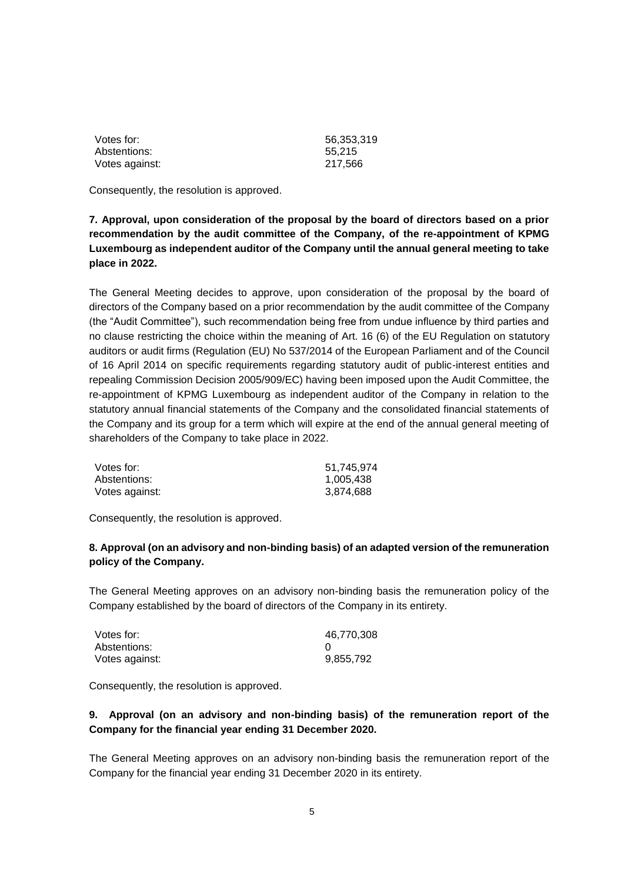| | |
|---|---|
| Votes for: | 56,353,319 |
| Abstentions: | 55,215 |
| Votes against: | 217,566 |

Consequently, the resolution is approved.

**7. Approval, upon consideration of the proposal by the board of directors based on a prior recommendation by the audit committee of the Company, of the re-appointment of KPMG Luxembourg as independent auditor of the Company until the annual general meeting to take place in 2022.**

The General Meeting decides to approve, upon consideration of the proposal by the board of directors of the Company based on a prior recommendation by the audit committee of the Company (the "Audit Committee"), such recommendation being free from undue influence by third parties and no clause restricting the choice within the meaning of Art. 16 (6) of the EU Regulation on statutory auditors or audit firms (Regulation (EU) No 537/2014 of the European Parliament and of the Council of 16 April 2014 on specific requirements regarding statutory audit of public-interest entities and repealing Commission Decision 2005/909/EC) having been imposed upon the Audit Committee, the re-appointment of KPMG Luxembourg as independent auditor of the Company in relation to the statutory annual financial statements of the Company and the consolidated financial statements of the Company and its group for a term which will expire at the end of the annual general meeting of shareholders of the Company to take place in 2022.

| | |
|---|---|
| Votes for: | 51,745,974 |
| Abstentions: | 1,005,438 |
| Votes against: | 3,874,688 |

Consequently, the resolution is approved.

**8. Approval (on an advisory and non-binding basis) of an adapted version of the remuneration policy of the Company.**

The General Meeting approves on an advisory non-binding basis the remuneration policy of the Company established by the board of directors of the Company in its entirety.

| | |
|---|---|
| Votes for: | 46,770,308 |
| Abstentions: | 0 |
| Votes against: | 9,855,792 |

Consequently, the resolution is approved.

**9. Approval (on an advisory and non-binding basis) of the remuneration report of the Company for the financial year ending 31 December 2020.**

The General Meeting approves on an advisory non-binding basis the remuneration report of the Company for the financial year ending 31 December 2020 in its entirety.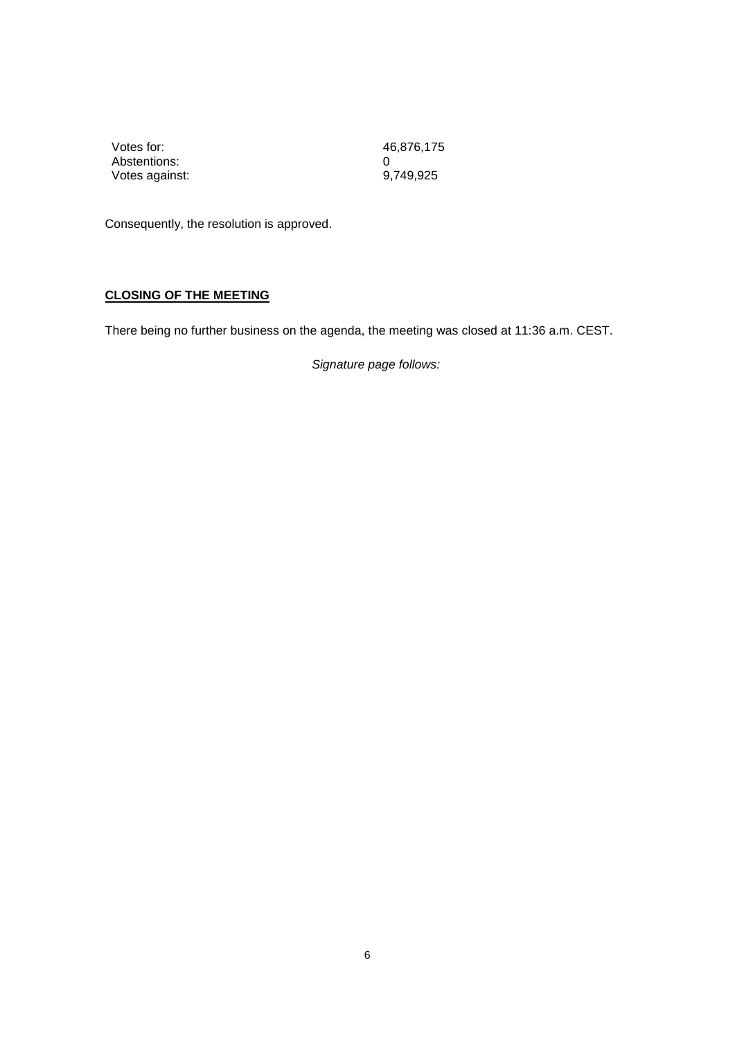| | |
|---|---|
| Votes for: | 46,876,175 |
| Abstentions: | 0 |
| Votes against: | 9,749,925 |

Consequently, the resolution is approved.

**CLOSING OF THE MEETING**

There being no further business on the agenda, the meeting was closed at 11:36 a.m. CEST.

*Signature page follows:*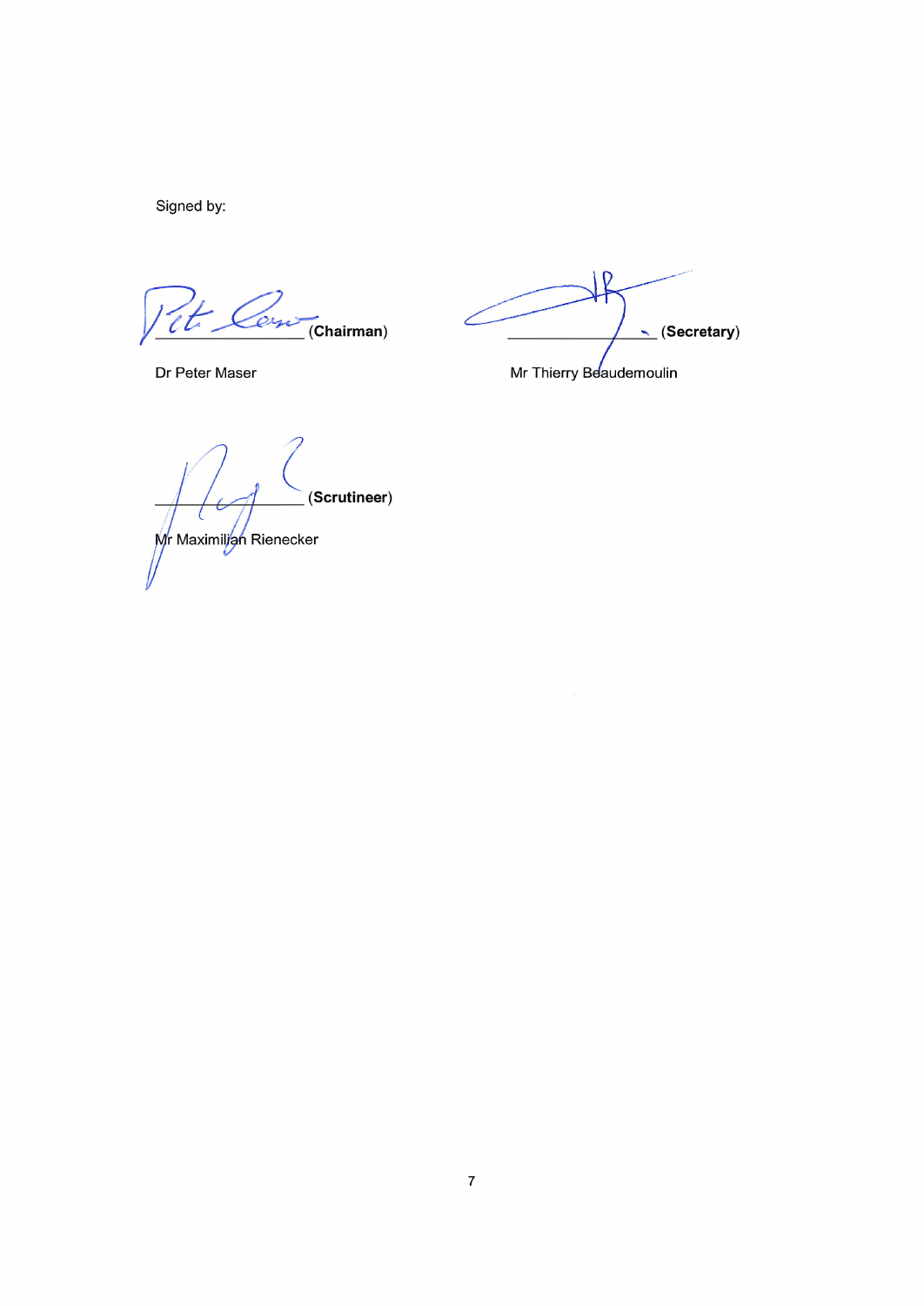Signed by:

_________________ (**Chairman**)

Dr Peter Maser

_________________ (**Secretary**)

Mr Thierry Beaudemoulin

_________________ (**Scrutineer**)

Mr Maximilian Rienecker